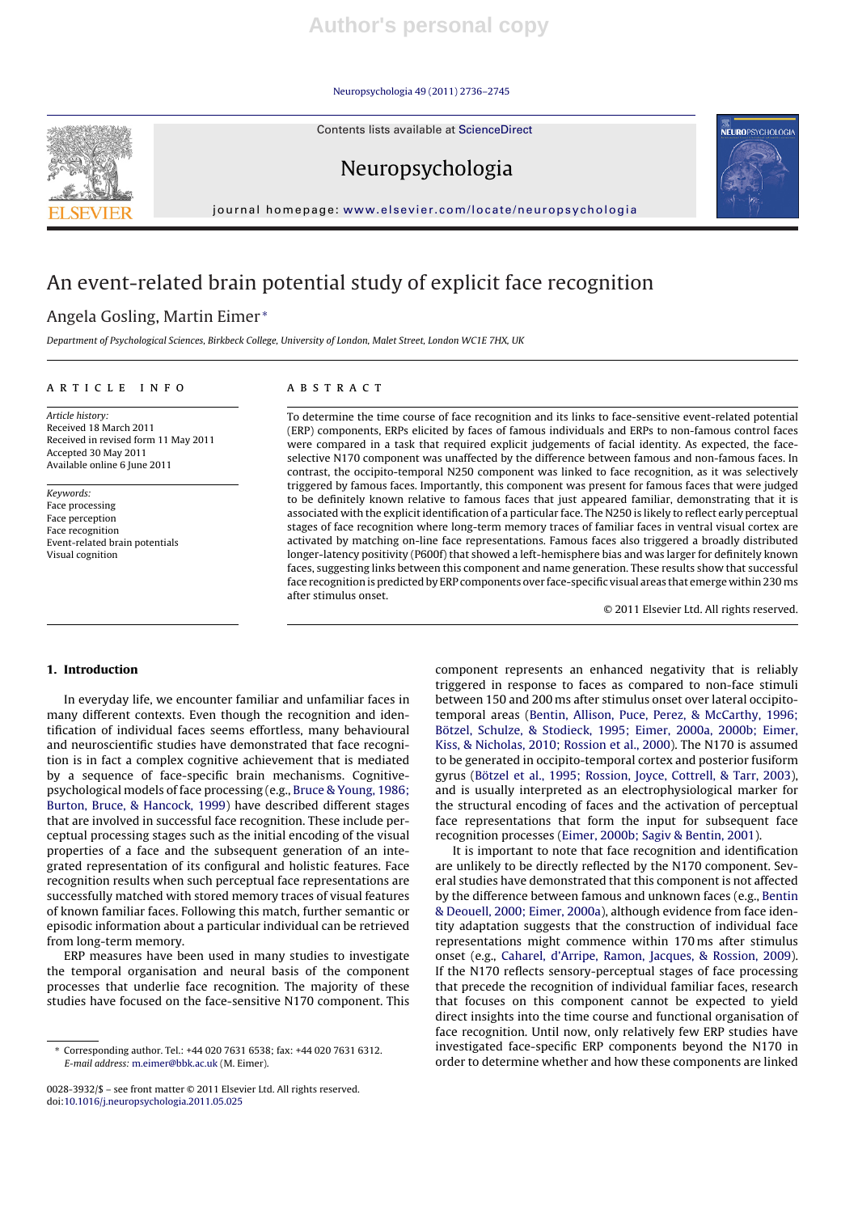Author's personal copy

Contents lists available at ScienceDirect

# Neuropsychologia

journal homepage: www.elsevier.com/locate/neuropsychologia

# An event-related brain potential study of explicit face recognition

Angela Gosling, Martin Eimer*

*Department of Psychological Sciences, Birkbeck College, University of London, Malet Street, London WC1E 7HX, UK*

## ARTICLE INFO

*Article history:*
Received 18 March 2011
Received in revised form 11 May 2011
Accepted 30 May 2011
Available online 6 June 2011

*Keywords:*
Face processing
Face perception
Face recognition
Event-related brain potentials
Visual cognition

## ABSTRACT

To determine the time course of face recognition and its links to face-sensitive event-related potential (ERP) components, ERPs elicited by faces of famous individuals and ERPs to non-famous control faces were compared in a task that required explicit judgements of facial identity. As expected, the face-selective N170 component was unaffected by the difference between famous and non-famous faces. In contrast, the occipito-temporal N250 component was linked to face recognition, as it was selectively triggered by famous faces. Importantly, this component was present for famous faces that were judged to be definitely known relative to famous faces that just appeared familiar, demonstrating that it is associated with the explicit identification of a particular face. The N250 is likely to reflect early perceptual stages of face recognition where long-term memory traces of familiar faces in ventral visual cortex are activated by matching on-line face representations. Famous faces also triggered a broadly distributed longer-latency positivity (P600f) that showed a left-hemisphere bias and was larger for definitely known faces, suggesting links between this component and name generation. These results show that successful face recognition is predicted by ERP components over face-specific visual areas that emerge within 230 ms after stimulus onset.

© 2011 Elsevier Ltd. All rights reserved.

## 1. Introduction

In everyday life, we encounter familiar and unfamiliar faces in many different contexts. Even though the recognition and identification of individual faces seems effortless, many behavioural and neuroscientific studies have demonstrated that face recognition is in fact a complex cognitive achievement that is mediated by a sequence of face-specific brain mechanisms. Cognitive-psychological models of face processing (e.g., Bruce & Young, 1986; Burton, Bruce, & Hancock, 1999) have described different stages that are involved in successful face recognition. These include perceptual processing stages such as the initial encoding of the visual properties of a face and the subsequent generation of an integrated representation of its configural and holistic features. Face recognition results when such perceptual face representations are successfully matched with stored memory traces of visual features of known familiar faces. Following this match, further semantic or episodic information about a particular individual can be retrieved from long-term memory.

ERP measures have been used in many studies to investigate the temporal organisation and neural basis of the component processes that underlie face recognition. The majority of these studies have focused on the face-sensitive N170 component. This component represents an enhanced negativity that is reliably triggered in response to faces as compared to non-face stimuli between 150 and 200 ms after stimulus onset over lateral occipito-temporal areas (Bentin, Allison, Puce, Perez, & McCarthy, 1996; Bötzel, Schulze, & Stodieck, 1995; Eimer, 2000a, 2000b; Eimer, Kiss, & Nicholas, 2010; Rossion et al., 2000). The N170 is assumed to be generated in occipito-temporal cortex and posterior fusiform gyrus (Bötzel et al., 1995; Rossion, Joyce, Cottrell, & Tarr, 2003), and is usually interpreted as an electrophysiological marker for the structural encoding of faces and the activation of perceptual face representations that form the input for subsequent face recognition processes (Eimer, 2000b; Sagiv & Bentin, 2001).

It is important to note that face recognition and identification are unlikely to be directly reflected by the N170 component. Several studies have demonstrated that this component is not affected by the difference between famous and unknown faces (e.g., Bentin & Deouell, 2000; Eimer, 2000a), although evidence from face identity adaptation suggests that the construction of individual face representations might commence within 170 ms after stimulus onset (e.g., Caharel, d'Arripe, Ramon, Jacques, & Rossion, 2009). If the N170 reflects sensory-perceptual stages of face processing that precede the recognition of individual familiar faces, research that focuses on this component cannot be expected to yield direct insights into the time course and functional organisation of face recognition. Until now, only relatively few ERP studies have investigated face-specific ERP components beyond the N170 in order to determine whether and how these components are linked

\* Corresponding author. Tel.: +44 020 7631 6538; fax: +44 020 7631 6312.
*E-mail address:* m.eimer@bbk.ac.uk (M. Eimer).

0028-3932/$ – see front matter © 2011 Elsevier Ltd. All rights reserved.
doi:10.1016/j.neuropsychologia.2011.05.025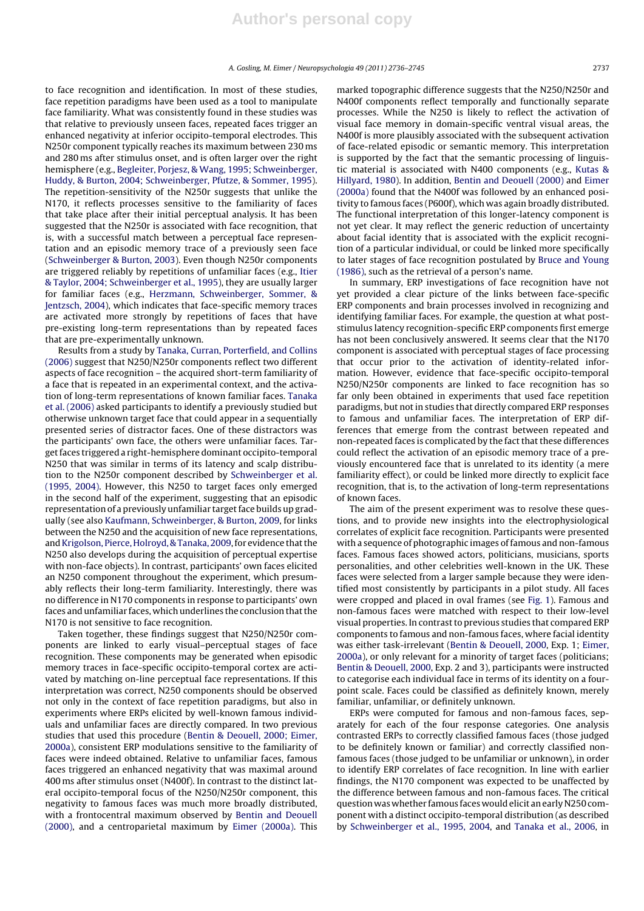to face recognition and identification. In most of these studies, face repetition paradigms have been used as a tool to manipulate face familiarity. What was consistently found in these studies was that relative to previously unseen faces, repeated faces trigger an enhanced negativity at inferior occipito-temporal electrodes. This N250r component typically reaches its maximum between 230 ms and 280 ms after stimulus onset, and is often larger over the right hemisphere (e.g., Begleiter, Porjesz, & Wang, 1995; Schweinberger, Huddy, & Burton, 2004; Schweinberger, Pfutze, & Sommer, 1995). The repetition-sensitivity of the N250r suggests that unlike the N170, it reflects processes sensitive to the familiarity of faces that take place after their initial perceptual analysis. It has been suggested that the N250r is associated with face recognition, that is, with a successful match between a perceptual face representation and an episodic memory trace of a previously seen face (Schweinberger & Burton, 2003). Even though N250r components are triggered reliably by repetitions of unfamiliar faces (e.g., Itier & Taylor, 2004; Schweinberger et al., 1995), they are usually larger for familiar faces (e.g., Herzmann, Schweinberger, Sommer, & Jentzsch, 2004), which indicates that face-specific memory traces are activated more strongly by repetitions of faces that have pre-existing long-term representations than by repeated faces that are pre-experimentally unknown.

Results from a study by Tanaka, Curran, Porterfield, and Collins (2006) suggest that N250/N250r components reflect two different aspects of face recognition – the acquired short-term familiarity of a face that is repeated in an experimental context, and the activation of long-term representations of known familiar faces. Tanaka et al. (2006) asked participants to identify a previously studied but otherwise unknown target face that could appear in a sequentially presented series of distractor faces. One of these distractors was the participants' own face, the others were unfamiliar faces. Target faces triggered a right-hemisphere dominant occipito-temporal N250 that was similar in terms of its latency and scalp distribution to the N250r component described by Schweinberger et al. (1995, 2004). However, this N250 to target faces only emerged in the second half of the experiment, suggesting that an episodic representation of a previously unfamiliar target face builds up gradually (see also Kaufmann, Schweinberger, & Burton, 2009, for links between the N250 and the acquisition of new face representations, and Krigolson, Pierce, Holroyd, & Tanaka, 2009, for evidence that the N250 also develops during the acquisition of perceptual expertise with non-face objects). In contrast, participants' own faces elicited an N250 component throughout the experiment, which presumably reflects their long-term familiarity. Interestingly, there was no difference in N170 components in response to participants' own faces and unfamiliar faces, which underlines the conclusion that the N170 is not sensitive to face recognition.

Taken together, these findings suggest that N250/N250r components are linked to early visual–perceptual stages of face recognition. These components may be generated when episodic memory traces in face-specific occipito-temporal cortex are activated by matching on-line perceptual face representations. If this interpretation was correct, N250 components should be observed not only in the context of face repetition paradigms, but also in experiments where ERPs elicited by well-known famous individuals and unfamiliar faces are directly compared. In two previous studies that used this procedure (Bentin & Deouell, 2000; Eimer, 2000a), consistent ERP modulations sensitive to the familiarity of faces were indeed obtained. Relative to unfamiliar faces, famous faces triggered an enhanced negativity that was maximal around 400 ms after stimulus onset (N400f). In contrast to the distinct lateral occipito-temporal focus of the N250/N250r component, this negativity to famous faces was much more broadly distributed, with a frontocentral maximum observed by Bentin and Deouell (2000), and a centroparietal maximum by Eimer (2000a). This marked topographic difference suggests that the N250/N250r and N400f components reflect temporally and functionally separate processes. While the N250 is likely to reflect the activation of visual face memory in domain-specific ventral visual areas, the N400f is more plausibly associated with the subsequent activation of face-related episodic or semantic memory. This interpretation is supported by the fact that the semantic processing of linguistic material is associated with N400 components (e.g., Kutas & Hillyard, 1980). In addition, Bentin and Deouell (2000) and Eimer (2000a) found that the N400f was followed by an enhanced positivity to famous faces (P600f), which was again broadly distributed. The functional interpretation of this longer-latency component is not yet clear. It may reflect the generic reduction of uncertainty about facial identity that is associated with the explicit recognition of a particular individual, or could be linked more specifically to later stages of face recognition postulated by Bruce and Young (1986), such as the retrieval of a person's name.

In summary, ERP investigations of face recognition have not yet provided a clear picture of the links between face-specific ERP components and brain processes involved in recognizing and identifying familiar faces. For example, the question at what post-stimulus latency recognition-specific ERP components first emerge has not been conclusively answered. It seems clear that the N170 component is associated with perceptual stages of face processing that occur prior to the activation of identity-related information. However, evidence that face-specific occipito-temporal N250/N250r components are linked to face recognition has so far only been obtained in experiments that used face repetition paradigms, but not in studies that directly compared ERP responses to famous and unfamiliar faces. The interpretation of ERP differences that emerge from the contrast between repeated and non-repeated faces is complicated by the fact that these differences could reflect the activation of an episodic memory trace of a previously encountered face that is unrelated to its identity (a mere familiarity effect), or could be linked more directly to explicit face recognition, that is, to the activation of long-term representations of known faces.

The aim of the present experiment was to resolve these questions, and to provide new insights into the electrophysiological correlates of explicit face recognition. Participants were presented with a sequence of photographic images of famous and non-famous faces. Famous faces showed actors, politicians, musicians, sports personalities, and other celebrities well-known in the UK. These faces were selected from a larger sample because they were identified most consistently by participants in a pilot study. All faces were cropped and placed in oval frames (see Fig. 1). Famous and non-famous faces were matched with respect to their low-level visual properties. In contrast to previous studies that compared ERP components to famous and non-famous faces, where facial identity was either task-irrelevant (Bentin & Deouell, 2000, Exp. 1; Eimer, 2000a), or only relevant for a minority of target faces (politicians; Bentin & Deouell, 2000, Exp. 2 and 3), participants were instructed to categorise each individual face in terms of its identity on a four-point scale. Faces could be classified as definitely known, merely familiar, unfamiliar, or definitely unknown.

ERPs were computed for famous and non-famous faces, separately for each of the four response categories. One analysis contrasted ERPs to correctly classified famous faces (those judged to be definitely known or familiar) and correctly classified non-famous faces (those judged to be unfamiliar or unknown), in order to identify ERP correlates of face recognition. In line with earlier findings, the N170 component was expected to be unaffected by the difference between famous and non-famous faces. The critical question was whether famous faces would elicit an early N250 component with a distinct occipito-temporal distribution (as described by Schweinberger et al., 1995, 2004, and Tanaka et al., 2006, in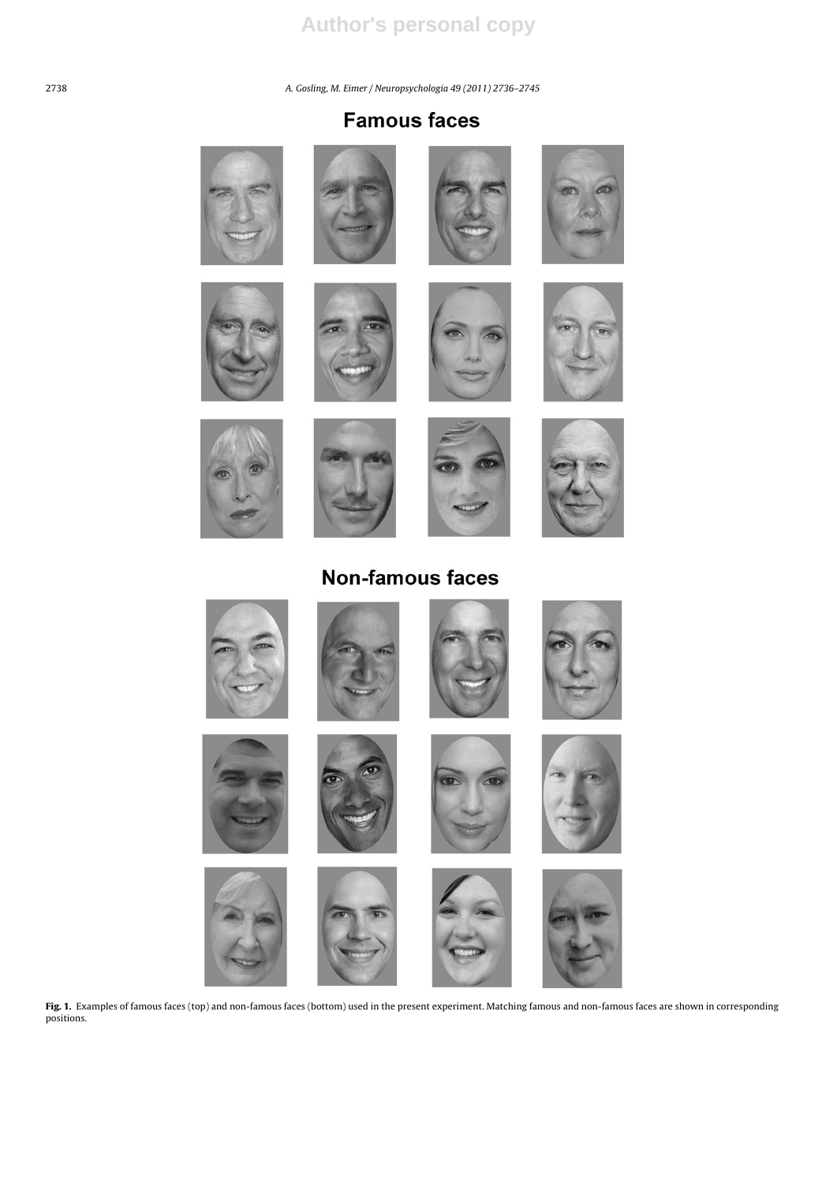**Famous faces**

**Non-famous faces**

**Fig. 1.** Examples of famous faces (top) and non-famous faces (bottom) used in the present experiment. Matching famous and non-famous faces are shown in corresponding positions.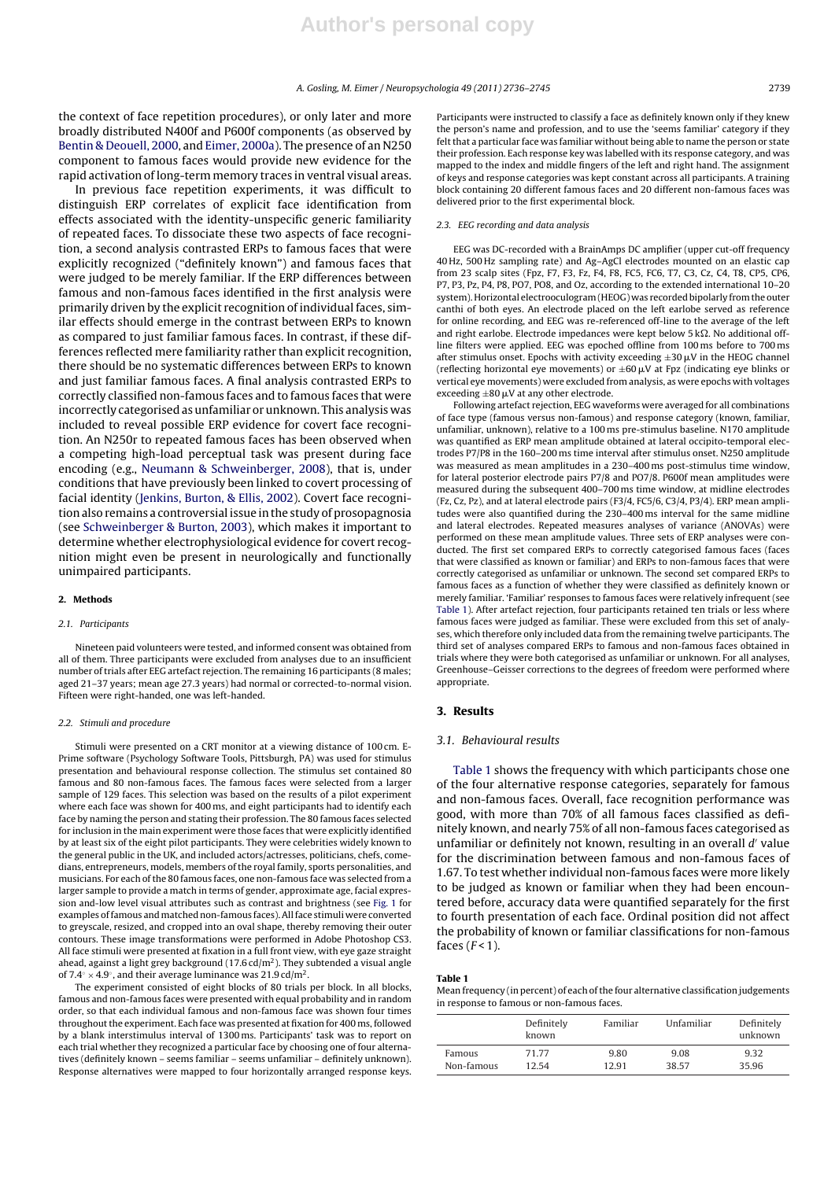the context of face repetition procedures), or only later and more broadly distributed N400f and P600f components (as observed by Bentin & Deouell, 2000, and Eimer, 2000a). The presence of an N250 component to famous faces would provide new evidence for the rapid activation of long-term memory traces in ventral visual areas.

In previous face repetition experiments, it was difficult to distinguish ERP correlates of explicit face identification from effects associated with the identity-unspecific generic familiarity of repeated faces. To dissociate these two aspects of face recognition, a second analysis contrasted ERPs to famous faces that were explicitly recognized ("definitely known") and famous faces that were judged to be merely familiar. If the ERP differences between famous and non-famous faces identified in the first analysis were primarily driven by the explicit recognition of individual faces, similar effects should emerge in the contrast between ERPs to known as compared to just familiar famous faces. In contrast, if these differences reflected mere familiarity rather than explicit recognition, there should be no systematic differences between ERPs to known and just familiar famous faces. A final analysis contrasted ERPs to correctly classified non-famous faces and to famous faces that were incorrectly categorised as unfamiliar or unknown. This analysis was included to reveal possible ERP evidence for covert face recognition. An N250r to repeated famous faces has been observed when a competing high-load perceptual task was present during face encoding (e.g., Neumann & Schweinberger, 2008), that is, under conditions that have previously been linked to covert processing of facial identity (Jenkins, Burton, & Ellis, 2002). Covert face recognition also remains a controversial issue in the study of prosopagnosia (see Schweinberger & Burton, 2003), which makes it important to determine whether electrophysiological evidence for covert recognition might even be present in neurologically and functionally unimpaired participants.

## 2. Methods

### 2.1. Participants

Nineteen paid volunteers were tested, and informed consent was obtained from all of them. Three participants were excluded from analyses due to an insufficient number of trials after EEG artefact rejection. The remaining 16 participants (8 males; aged 21–37 years; mean age 27.3 years) had normal or corrected-to-normal vision. Fifteen were right-handed, one was left-handed.

### 2.2. Stimuli and procedure

Stimuli were presented on a CRT monitor at a viewing distance of 100 cm. E-Prime software (Psychology Software Tools, Pittsburgh, PA) was used for stimulus presentation and behavioural response collection. The stimulus set contained 80 famous and 80 non-famous faces. The famous faces were selected from a larger sample of 129 faces. This selection was based on the results of a pilot experiment where each face was shown for 400 ms, and eight participants had to identify each face by naming the person and stating their profession. The 80 famous faces selected for inclusion in the main experiment were those faces that were explicitly identified by at least six of the eight pilot participants. They were celebrities widely known to the general public in the UK, and included actors/actresses, politicians, chefs, comedians, entrepreneurs, models, members of the royal family, sports personalities, and musicians. For each of the 80 famous faces, one non-famous face was selected from a larger sample to provide a match in terms of gender, approximate age, facial expression and-low level visual attributes such as contrast and brightness (see Fig. 1 for examples of famous and matched non-famous faces). All face stimuli were converted to greyscale, resized, and cropped into an oval shape, thereby removing their outer contours. These image transformations were performed in Adobe Photoshop CS3. All face stimuli were presented at fixation in a full front view, with eye gaze straight ahead, against a light grey background (17.6 cd/m$^2$). They subtended a visual angle of $7.4^{\circ} \times 4.9^{\circ}$, and their average luminance was 21.9 cd/m$^2$.

The experiment consisted of eight blocks of 80 trials per block. In all blocks, famous and non-famous faces were presented with equal probability and in random order, so that each individual famous and non-famous face was shown four times throughout the experiment. Each face was presented at fixation for 400 ms, followed by a blank interstimulus interval of 1300 ms. Participants' task was to report on each trial whether they recognized a particular face by choosing one of four alternatives (definitely known – seems familiar – seems unfamiliar – definitely unknown). Response alternatives were mapped to four horizontally arranged response keys. Participants were instructed to classify a face as definitely known only if they knew the person's name and profession, and to use the 'seems familiar' category if they felt that a particular face was familiar without being able to name the person or state their profession. Each response key was labelled with its response category, and was mapped to the index and middle fingers of the left and right hand. The assignment of keys and response categories was kept constant across all participants. A training block containing 20 different famous faces and 20 different non-famous faces was delivered prior to the first experimental block.

### 2.3. EEG recording and data analysis

EEG was DC-recorded with a BrainAmps DC amplifier (upper cut-off frequency 40 Hz, 500 Hz sampling rate) and Ag–AgCl electrodes mounted on an elastic cap from 23 scalp sites (Fpz, F7, F3, Fz, F4, F8, FC5, FC6, T7, C3, Cz, C4, T8, CP5, CP6, P7, P3, Pz, P4, P8, PO7, PO8, and Oz, according to the extended international 10–20 system). Horizontal electrooculogram (HEOG) was recorded bipolarly from the outer canthi of both eyes. An electrode placed on the left earlobe served as reference for online recording, and EEG was re-referenced off-line to the average of the left and right earlobe. Electrode impedances were kept below 5 kΩ. No additional off-line filters were applied. EEG was epoched offline from 100 ms before to 700 ms after stimulus onset. Epochs with activity exceeding $\pm 30\,\mu V$ in the HEOG channel (reflecting horizontal eye movements) or $\pm 60\,\mu V$ at Fpz (indicating eye blinks or vertical eye movements) were excluded from analysis, as were epochs with voltages exceeding $\pm 80\,\mu V$ at any other electrode.

Following artefact rejection, EEG waveforms were averaged for all combinations of face type (famous versus non-famous) and response category (known, familiar, unfamiliar, unknown), relative to a 100 ms pre-stimulus baseline. N170 amplitude was quantified as ERP mean amplitude obtained at lateral occipito-temporal electrodes P7/P8 in the 160–200 ms time interval after stimulus onset. N250 amplitude was measured as mean amplitudes in a 230–400 ms post-stimulus time window, for lateral posterior electrode pairs P7/8 and PO7/8. P600f mean amplitudes were measured during the subsequent 400–700 ms time window, at midline electrodes (Fz, Cz, Pz), and at lateral electrode pairs (F3/4, FC5/6, C3/4, P3/4). ERP mean amplitudes were also quantified during the 230–400 ms interval for the same midline and lateral electrodes. Repeated measures analyses of variance (ANOVAs) were performed on these mean amplitude values. Three sets of ERP analyses were conducted. The first set compared ERPs to correctly categorised famous faces (faces that were classified as known or familiar) and ERPs to non-famous faces that were correctly categorised as unfamiliar or unknown. The second set compared ERPs to famous faces as a function of whether they were classified as definitely known or merely familiar. 'Familiar' responses to famous faces were relatively infrequent (see Table 1). After artefact rejection, four participants retained ten trials or less where famous faces were judged as familiar. These were excluded from this set of analyses, which therefore only included data from the remaining twelve participants. The third set of analyses compared ERPs to famous and non-famous faces obtained in trials where they were both categorised as unfamiliar or unknown. For all analyses, Greenhouse–Geisser corrections to the degrees of freedom were performed where appropriate.

## 3. Results

### 3.1. Behavioural results

Table 1 shows the frequency with which participants chose one of the four alternative response categories, separately for famous and non-famous faces. Overall, face recognition performance was good, with more than 70% of all famous faces classified as definitely known, and nearly 75% of all non-famous faces categorised as unfamiliar or definitely not known, resulting in an overall $d'$ value for the discrimination between famous and non-famous faces of 1.67. To test whether individual non-famous faces were more likely to be judged as known or familiar when they had been encountered before, accuracy data were quantified separately for the first to fourth presentation of each face. Ordinal position did not affect the probability of known or familiar classifications for non-famous faces ($F < 1$).

**Table 1**
Mean frequency (in percent) of each of the four alternative classification judgements in response to famous or non-famous faces.

| | Definitely known | Familiar | Unfamiliar | Definitely unknown |
|---|---|---|---|---|
| Famous | 71.77 | 9.80 | 9.08 | 9.32 |
| Non-famous | 12.54 | 12.91 | 38.57 | 35.96 |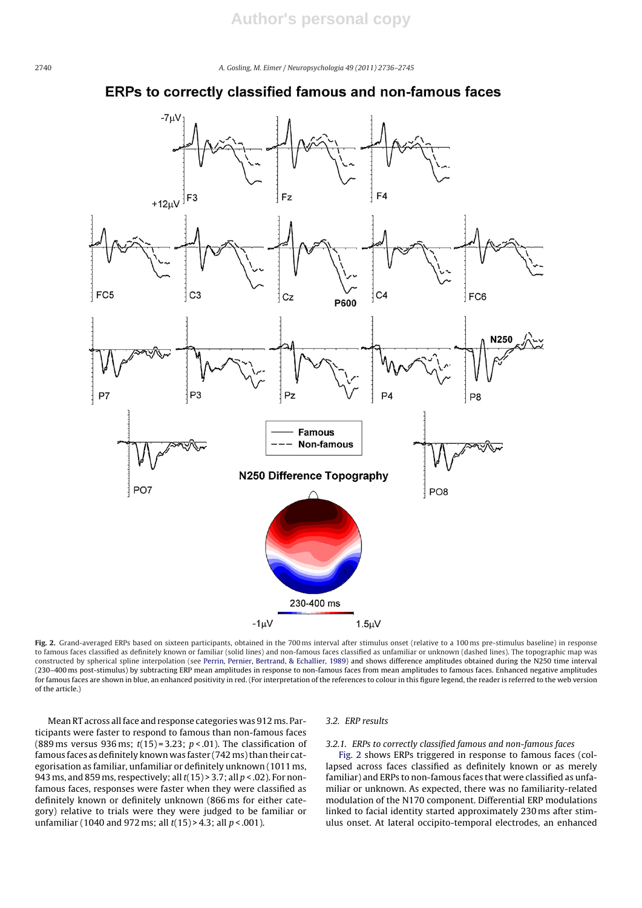**ERPs to correctly classified famous and non-famous faces**

**Fig. 2.** Grand-averaged ERPs based on sixteen participants, obtained in the 700 ms interval after stimulus onset (relative to a 100 ms pre-stimulus baseline) in response to famous faces classified as definitely known or familiar (solid lines) and non-famous faces classified as unfamiliar or unknown (dashed lines). The topographic map was constructed by spherical spline interpolation (see Perrin, Pernier, Bertrand, & Echallier, 1989) and shows difference amplitudes obtained during the N250 time interval (230–400 ms post-stimulus) by subtracting ERP mean amplitudes in response to non-famous faces from mean amplitudes to famous faces. Enhanced negative amplitudes for famous faces are shown in blue, an enhanced positivity in red. (For interpretation of the references to colour in this figure legend, the reader is referred to the web version of the article.)

Mean RT across all face and response categories was 912 ms. Participants were faster to respond to famous than non-famous faces (889 ms versus 936 ms; $t(15) = 3.23$; $p < .01$). The classification of famous faces as definitely known was faster (742 ms) than their categorisation as familiar, unfamiliar or definitely unknown (1011 ms, 943 ms, and 859 ms, respectively; all $t(15) > 3.7$; all $p < .02$). For non-famous faces, responses were faster when they were classified as definitely known or definitely unknown (866 ms for either category) relative to trials were they were judged to be familiar or unfamiliar (1040 and 972 ms; all $t(15) > 4.3$; all $p < .001$).

### 3.2. ERP results

#### 3.2.1. ERPs to correctly classified famous and non-famous faces

Fig. 2 shows ERPs triggered in response to famous faces (collapsed across faces classified as definitely known or as merely familiar) and ERPs to non-famous faces that were classified as unfamiliar or unknown. As expected, there was no familiarity-related modulation of the N170 component. Differential ERP modulations linked to facial identity started approximately 230 ms after stimulus onset. At lateral occipito-temporal electrodes, an enhanced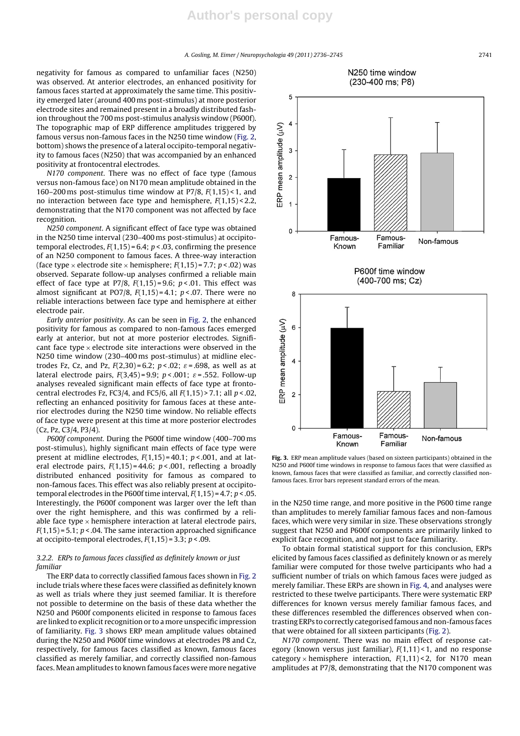negativity for famous as compared to unfamiliar faces (N250) was observed. At anterior electrodes, an enhanced positivity for famous faces started at approximately the same time. This positivity emerged later (around 400 ms post-stimulus) at more posterior electrode sites and remained present in a broadly distributed fashion throughout the 700 ms post-stimulus analysis window (P600f). The topographic map of ERP difference amplitudes triggered by famous versus non-famous faces in the N250 time window (Fig. 2, bottom) shows the presence of a lateral occipito-temporal negativity to famous faces (N250) that was accompanied by an enhanced positivity at frontocentral electrodes.

*N170 component*. There was no effect of face type (famous versus non-famous face) on N170 mean amplitude obtained in the 160–200 ms post-stimulus time window at P7/8, $F(1,15) < 1$, and no interaction between face type and hemisphere, $F(1,15) < 2.2$, demonstrating that the N170 component was not affected by face recognition.

*N250 component*. A significant effect of face type was obtained in the N250 time interval (230–400 ms post-stimulus) at occipito-temporal electrodes, $F(1,15) = 6.4$; $p < .03$, confirming the presence of an N250 component to famous faces. A three-way interaction (face type × electrode site × hemisphere; $F(1,15) = 7.7$; $p < .02$) was observed. Separate follow-up analyses confirmed a reliable main effect of face type at P7/8, $F(1,15) = 9.6$; $p < .01$. This effect was almost significant at PO7/8, $F(1,15) = 4.1$; $p < .07$. There were no reliable interactions between face type and hemisphere at either electrode pair.

*Early anterior positivity*. As can be seen in Fig. 2, the enhanced positivity for famous as compared to non-famous faces emerged early at anterior, but not at more posterior electrodes. Significant face type × electrode site interactions were observed in the N250 time window (230–400 ms post-stimulus) at midline electrodes Fz, Cz, and Pz, $F(2,30) = 6.2$; $p < .02$; $\varepsilon = .698$, as well as at lateral electrode pairs, $F(3,45) = 9.9$; $p < .001$; $\varepsilon = .552$. Follow-up analyses revealed significant main effects of face type at frontocentral electrodes Fz, FC3/4, and FC5/6, all $F(1,15) > 7.1$; all $p < .02$, reflecting an enhanced positivity for famous faces at these anterior electrodes during the N250 time window. No reliable effects of face type were present at this time at more posterior electrodes (Cz, Pz, C3/4, P3/4).

*P600f component*. During the P600f time window (400–700 ms post-stimulus), highly significant main effects of face type were present at midline electrodes, $F(1,15) = 40.1$; $p < .001$, and at lateral electrode pairs, $F(1,15) = 44.6$; $p < .001$, reflecting a broadly distributed enhanced positivity for famous as compared to non-famous faces. This effect was also reliably present at occipito-temporal electrodes in the P600f time interval, $F(1,15) = 4.7$; $p < .05$. Interestingly, the P600f component was larger over the left than over the right hemisphere, and this was confirmed by a reliable face type × hemisphere interaction at lateral electrode pairs, $F(1,15) = 5.1$; $p < .04$. The same interaction approached significance at occipito-temporal electrodes, $F(1,15) = 3.3$; $p < .09$.

### 3.2.2. ERPs to famous faces classified as definitely known or just familiar

The ERP data to correctly classified famous faces shown in Fig. 2 include trials where these faces were classified as definitely known as well as trials where they just seemed familiar. It is therefore not possible to determine on the basis of these data whether the N250 and P600f components elicited in response to famous faces are linked to explicit recognition or to a more unspecific impression of familiarity. Fig. 3 shows ERP mean amplitude values obtained during the N250 and P600f time windows at electrodes P8 and Cz, respectively, for famous faces classified as known, famous faces classified as merely familiar, and correctly classified non-famous faces. Mean amplitudes to known famous faces were more negative in the N250 time range, and more positive in the P600 time range than amplitudes to merely familiar famous faces and non-famous faces, which were very similar in size. These observations strongly suggest that N250 and P600f components are primarily linked to explicit face recognition, and not just to face familiarity.

**Fig. 3.** ERP mean amplitude values (based on sixteen participants) obtained in the N250 and P600f time windows in response to famous faces that were classified as known, famous faces that were classified as familiar, and correctly classified non-famous faces. Error bars represent standard errors of the mean.

To obtain formal statistical support for this conclusion, ERPs elicited by famous faces classified as definitely known or as merely familiar were computed for those twelve participants who had a sufficient number of trials on which famous faces were judged as merely familiar. These ERPs are shown in Fig. 4, and analyses were restricted to these twelve participants. There were systematic ERP differences for known versus merely familiar famous faces, and these differences resembled the differences observed when contrasting ERPs to correctly categorised famous and non-famous faces that were obtained for all sixteen participants (Fig. 2).

*N170 component*. There was no main effect of response category (known versus just familiar), $F(1,11) < 1$, and no response category × hemisphere interaction, $F(1,11) < 2$, for N170 mean amplitudes at P7/8, demonstrating that the N170 component was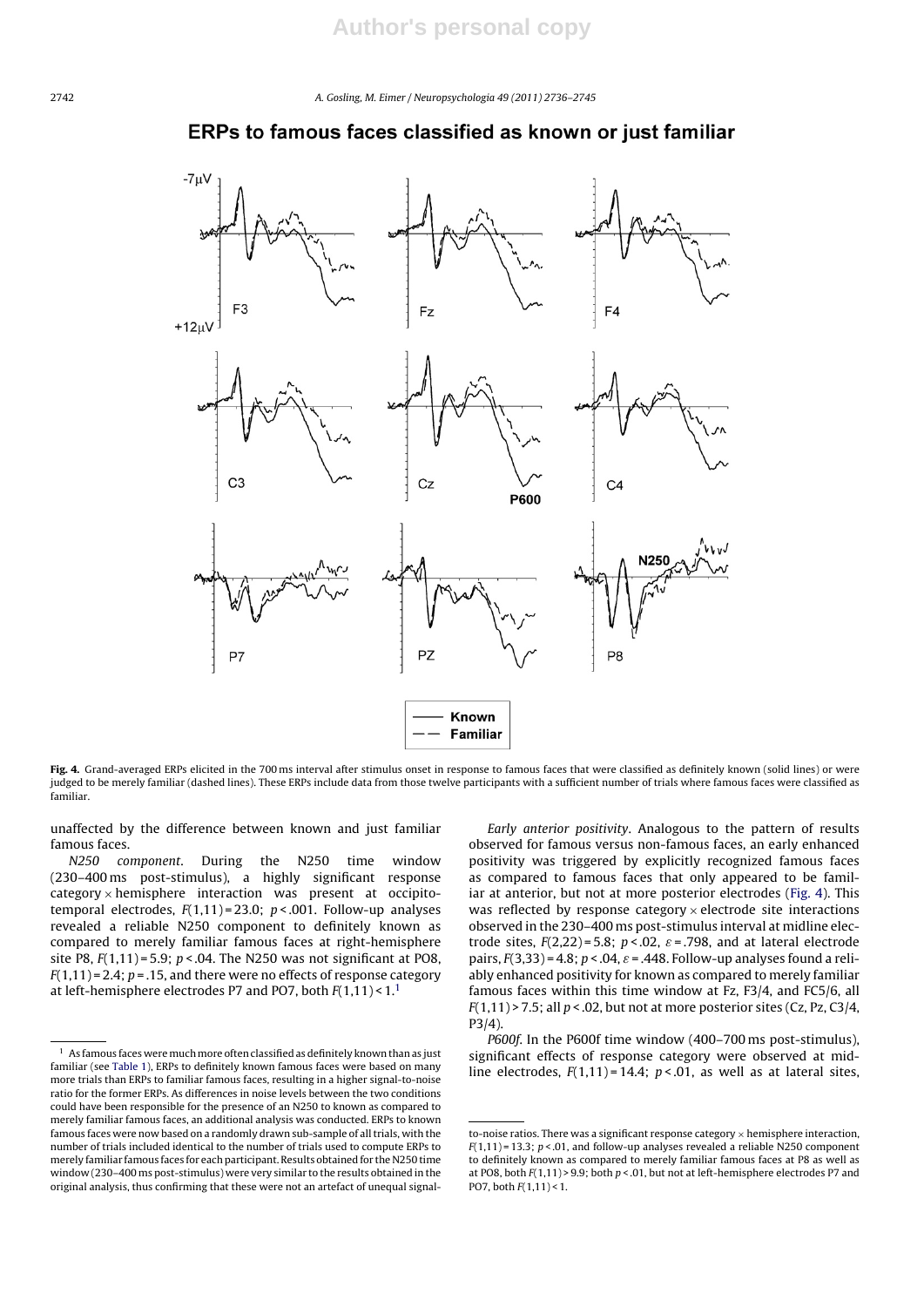## ERPs to famous faces classified as known or just familiar

**Fig. 4.** Grand-averaged ERPs elicited in the 700 ms interval after stimulus onset in response to famous faces that were classified as definitely known (solid lines) or were judged to be merely familiar (dashed lines). These ERPs include data from those twelve participants with a sufficient number of trials where famous faces were classified as familiar.

unaffected by the difference between known and just familiar famous faces.

*N250 component*. During the N250 time window (230–400 ms post-stimulus), a highly significant response category × hemisphere interaction was present at occipito-temporal electrodes, $F(1,11) = 23.0$; $p < .001$. Follow-up analyses revealed a reliable N250 component to definitely known as compared to merely familiar famous faces at right-hemisphere site P8, $F(1,11) = 5.9$; $p < .04$. The N250 was not significant at PO8, $F(1,11) = 2.4$; $p = .15$, and there were no effects of response category at left-hemisphere electrodes P7 and PO7, both $F(1,11) < 1$.[1]

*Early anterior positivity*. Analogous to the pattern of results observed for famous versus non-famous faces, an early enhanced positivity was triggered by explicitly recognized famous faces as compared to famous faces that only appeared to be familiar at anterior, but not at more posterior electrodes (Fig. 4). This was reflected by response category × electrode site interactions observed in the 230–400 ms post-stimulus interval at midline electrode sites, $F(2,22) = 5.8$; $p < .02$, $\varepsilon = .798$, and at lateral electrode pairs, $F(3,33) = 4.8$; $p < .04$, $\varepsilon = .448$. Follow-up analyses found a reliably enhanced positivity for known as compared to merely familiar famous faces within this time window at Fz, F3/4, and FC5/6, all $F(1,11) > 7.5$; all $p < .02$, but not at more posterior sites (Cz, Pz, C3/4, P3/4).

*P600f*. In the P600f time window (400–700 ms post-stimulus), significant effects of response category were observed at midline electrodes, $F(1,11) = 14.4$; $p < .01$, as well as at lateral sites,

[1] As famous faces were much more often classified as definitely known than as just familiar (see Table 1), ERPs to definitely known famous faces were based on many more trials than ERPs to familiar famous faces, resulting in a higher signal-to-noise ratio for the former ERPs. As differences in noise levels between the two conditions could have been responsible for the presence of an N250 to known as compared to merely familiar famous faces, an additional analysis was conducted. ERPs to known famous faces were now based on a randomly drawn sub-sample of all trials, with the number of trials included identical to the number of trials used to compute ERPs to merely familiar famous faces for each participant. Results obtained for the N250 time window (230–400 ms post-stimulus) were very similar to the results obtained in the original analysis, thus confirming that these were not an artefact of unequal signal-to-noise ratios. There was a significant response category × hemisphere interaction, $F(1,11) = 13.3$; $p < .01$, and follow-up analyses revealed a reliable N250 component to definitely known as compared to merely familiar famous faces at P8 as well as at PO8, both $F(1,11) > 9.9$; both $p < .01$, but not at left-hemisphere electrodes P7 and PO7, both $F(1,11) < 1$.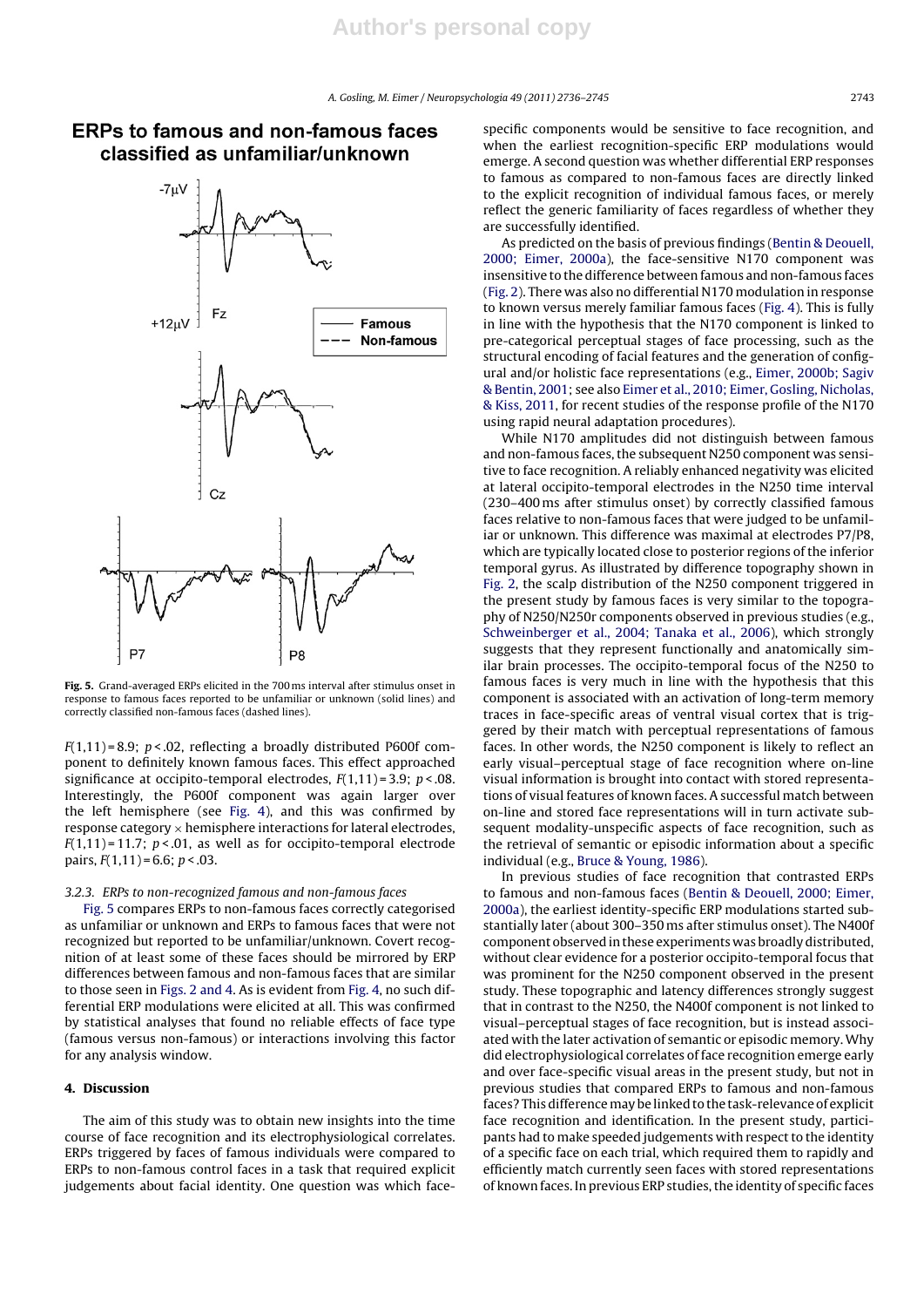ERPs to famous and non-famous faces classified as unfamiliar/unknown

**Fig. 5.** Grand-averaged ERPs elicited in the 700 ms interval after stimulus onset in response to famous faces reported to be unfamiliar or unknown (solid lines) and correctly classified non-famous faces (dashed lines).

$F(1,11) = 8.9$; $p < .02$, reflecting a broadly distributed P600f component to definitely known famous faces. This effect approached significance at occipito-temporal electrodes, $F(1,11) = 3.9$; $p < .08$. Interestingly, the P600f component was again larger over the left hemisphere (see Fig. 4), and this was confirmed by response category × hemisphere interactions for lateral electrodes, $F(1,11) = 11.7$; $p < .01$, as well as for occipito-temporal electrode pairs, $F(1,11) = 6.6$; $p < .03$.

### 3.2.3. ERPs to non-recognized famous and non-famous faces

Fig. 5 compares ERPs to non-famous faces correctly categorised as unfamiliar or unknown and ERPs to famous faces that were not recognized but reported to be unfamiliar/unknown. Covert recognition of at least some of these faces should be mirrored by ERP differences between famous and non-famous faces that are similar to those seen in Figs. 2 and 4. As is evident from Fig. 4, no such differential ERP modulations were elicited at all. This was confirmed by statistical analyses that found no reliable effects of face type (famous versus non-famous) or interactions involving this factor for any analysis window.

## 4. Discussion

The aim of this study was to obtain new insights into the time course of face recognition and its electrophysiological correlates. ERPs triggered by faces of famous individuals were compared to ERPs to non-famous control faces in a task that required explicit judgements about facial identity. One question was which face-specific components would be sensitive to face recognition, and when the earliest recognition-specific ERP modulations would emerge. A second question was whether differential ERP responses to famous as compared to non-famous faces are directly linked to the explicit recognition of individual famous faces, or merely reflect the generic familiarity of faces regardless of whether they are successfully identified.

As predicted on the basis of previous findings (Bentin & Deouell, 2000; Eimer, 2000a), the face-sensitive N170 component was insensitive to the difference between famous and non-famous faces (Fig. 2). There was also no differential N170 modulation in response to known versus merely familiar famous faces (Fig. 4). This is fully in line with the hypothesis that the N170 component is linked to pre-categorical perceptual stages of face processing, such as the structural encoding of facial features and the generation of configural and/or holistic face representations (e.g., Eimer, 2000b; Sagiv & Bentin, 2001; see also Eimer et al., 2010; Eimer, Gosling, Nicholas, & Kiss, 2011, for recent studies of the response profile of the N170 using rapid neural adaptation procedures).

While N170 amplitudes did not distinguish between famous and non-famous faces, the subsequent N250 component was sensitive to face recognition. A reliably enhanced negativity was elicited at lateral occipito-temporal electrodes in the N250 time interval (230–400 ms after stimulus onset) by correctly classified famous faces relative to non-famous faces that were judged to be unfamiliar or unknown. This difference was maximal at electrodes P7/P8, which are typically located close to posterior regions of the inferior temporal gyrus. As illustrated by difference topography shown in Fig. 2, the scalp distribution of the N250 component triggered in the present study by famous faces is very similar to the topography of N250/N250r components observed in previous studies (e.g., Schweinberger et al., 2004; Tanaka et al., 2006), which strongly suggests that they represent functionally and anatomically similar brain processes. The occipito-temporal focus of the N250 to famous faces is very much in line with the hypothesis that this component is associated with an activation of long-term memory traces in face-specific areas of ventral visual cortex that is triggered by their match with perceptual representations of famous faces. In other words, the N250 component is likely to reflect an early visual–perceptual stage of face recognition where on-line visual information is brought into contact with stored representations of visual features of known faces. A successful match between on-line and stored face representations will in turn activate subsequent modality-unspecific aspects of face recognition, such as the retrieval of semantic or episodic information about a specific individual (e.g., Bruce & Young, 1986).

In previous studies of face recognition that contrasted ERPs to famous and non-famous faces (Bentin & Deouell, 2000; Eimer, 2000a), the earliest identity-specific ERP modulations started substantially later (about 300–350 ms after stimulus onset). The N400f component observed in these experiments was broadly distributed, without clear evidence for a posterior occipito-temporal focus that was prominent for the N250 component observed in the present study. These topographic and latency differences strongly suggest that in contrast to the N250, the N400f component is not linked to visual–perceptual stages of face recognition, but is instead associated with the later activation of semantic or episodic memory. Why did electrophysiological correlates of face recognition emerge early and over face-specific visual areas in the present study, but not in previous studies that compared ERPs to famous and non-famous faces? This difference may be linked to the task-relevance of explicit face recognition and identification. In the present study, participants had to make speeded judgements with respect to the identity of a specific face on each trial, which required them to rapidly and efficiently match currently seen faces with stored representations of known faces. In previous ERP studies, the identity of specific faces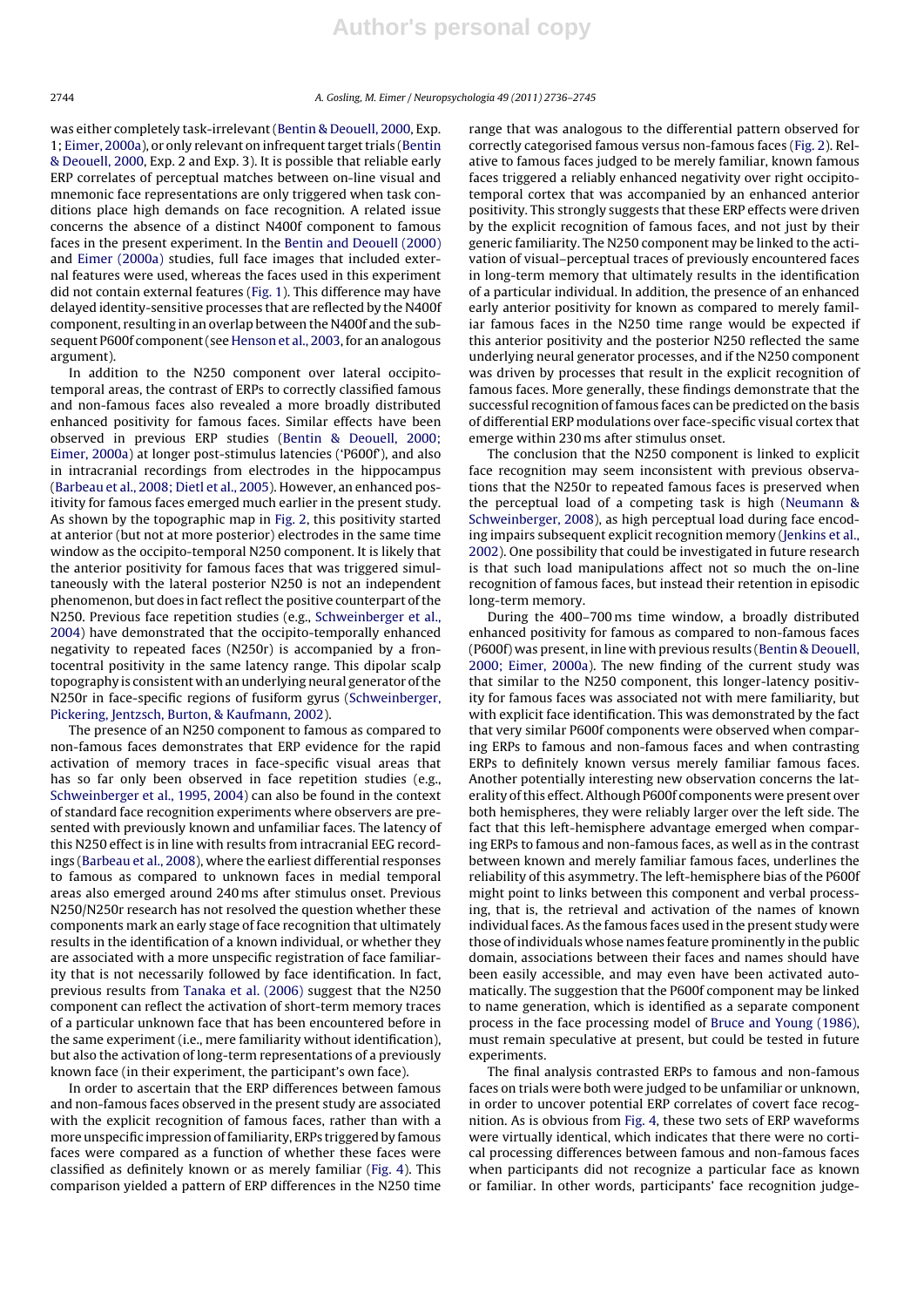was either completely task-irrelevant (Bentin & Deouell, 2000, Exp. 1; Eimer, 2000a), or only relevant on infrequent target trials (Bentin & Deouell, 2000, Exp. 2 and Exp. 3). It is possible that reliable early ERP correlates of perceptual matches between on-line visual and mnemonic face representations are only triggered when task conditions place high demands on face recognition. A related issue concerns the absence of a distinct N400f component to famous faces in the present experiment. In the Bentin and Deouell (2000) and Eimer (2000a) studies, full face images that included external features were used, whereas the faces used in this experiment did not contain external features (Fig. 1). This difference may have delayed identity-sensitive processes that are reflected by the N400f component, resulting in an overlap between the N400f and the subsequent P600f component (see Henson et al., 2003, for an analogous argument).

In addition to the N250 component over lateral occipito-temporal areas, the contrast of ERPs to correctly classified famous and non-famous faces also revealed a more broadly distributed enhanced positivity for famous faces. Similar effects have been observed in previous ERP studies (Bentin & Deouell, 2000; Eimer, 2000a) at longer post-stimulus latencies ('P600f'), and also in intracranial recordings from electrodes in the hippocampus (Barbeau et al., 2008; Dietl et al., 2005). However, an enhanced positivity for famous faces emerged much earlier in the present study. As shown by the topographic map in Fig. 2, this positivity started at anterior (but not at more posterior) electrodes in the same time window as the occipito-temporal N250 component. It is likely that the anterior positivity for famous faces that was triggered simultaneously with the lateral posterior N250 is not an independent phenomenon, but does in fact reflect the positive counterpart of the N250. Previous face repetition studies (e.g., Schweinberger et al., 2004) have demonstrated that the occipito-temporally enhanced negativity to repeated faces (N250r) is accompanied by a frontocentral positivity in the same latency range. This dipolar scalp topography is consistent with an underlying neural generator of the N250r in face-specific regions of fusiform gyrus (Schweinberger, Pickering, Jentzsch, Burton, & Kaufmann, 2002).

The presence of an N250 component to famous as compared to non-famous faces demonstrates that ERP evidence for the rapid activation of memory traces in face-specific visual areas that has so far only been observed in face repetition studies (e.g., Schweinberger et al., 1995, 2004) can also be found in the context of standard face recognition experiments where observers are presented with previously known and unfamiliar faces. The latency of this N250 effect is in line with results from intracranial EEG recordings (Barbeau et al., 2008), where the earliest differential responses to famous as compared to unknown faces in medial temporal areas also emerged around 240 ms after stimulus onset. Previous N250/N250r research has not resolved the question whether these components mark an early stage of face recognition that ultimately results in the identification of a known individual, or whether they are associated with a more unspecific registration of face familiarity that is not necessarily followed by face identification. In fact, previous results from Tanaka et al. (2006) suggest that the N250 component can reflect the activation of short-term memory traces of a particular unknown face that has been encountered before in the same experiment (i.e., mere familiarity without identification), but also the activation of long-term representations of a previously known face (in their experiment, the participant's own face).

In order to ascertain that the ERP differences between famous and non-famous faces observed in the present study are associated with the explicit recognition of famous faces, rather than with a more unspecific impression of familiarity, ERPs triggered by famous faces were compared as a function of whether these faces were classified as definitely known or as merely familiar (Fig. 4). This comparison yielded a pattern of ERP differences in the N250 time range that was analogous to the differential pattern observed for correctly categorised famous versus non-famous faces (Fig. 2). Relative to famous faces judged to be merely familiar, known famous faces triggered a reliably enhanced negativity over right occipito-temporal cortex that was accompanied by an enhanced anterior positivity. This strongly suggests that these ERP effects were driven by the explicit recognition of famous faces, and not just by their generic familiarity. The N250 component may be linked to the activation of visual–perceptual traces of previously encountered faces in long-term memory that ultimately results in the identification of a particular individual. In addition, the presence of an enhanced early anterior positivity for known as compared to merely familiar famous faces in the N250 time range would be expected if this anterior positivity and the posterior N250 reflected the same underlying neural generator processes, and if the N250 component was driven by processes that result in the explicit recognition of famous faces. More generally, these findings demonstrate that the successful recognition of famous faces can be predicted on the basis of differential ERP modulations over face-specific visual cortex that emerge within 230 ms after stimulus onset.

The conclusion that the N250 component is linked to explicit face recognition may seem inconsistent with previous observations that the N250r to repeated famous faces is preserved when the perceptual load of a competing task is high (Neumann & Schweinberger, 2008), as high perceptual load during face encoding impairs subsequent explicit recognition memory (Jenkins et al., 2002). One possibility that could be investigated in future research is that such load manipulations affect not so much the on-line recognition of famous faces, but instead their retention in episodic long-term memory.

During the 400–700 ms time window, a broadly distributed enhanced positivity for famous as compared to non-famous faces (P600f) was present, in line with previous results (Bentin & Deouell, 2000; Eimer, 2000a). The new finding of the current study was that similar to the N250 component, this longer-latency positivity for famous faces was associated not with mere familiarity, but with explicit face identification. This was demonstrated by the fact that very similar P600f components were observed when comparing ERPs to famous and non-famous faces and when contrasting ERPs to definitely known versus merely familiar famous faces. Another potentially interesting new observation concerns the laterality of this effect. Although P600f components were present over both hemispheres, they were reliably larger over the left side. The fact that this left-hemisphere advantage emerged when comparing ERPs to famous and non-famous faces, as well as in the contrast between known and merely familiar famous faces, underlines the reliability of this asymmetry. The left-hemisphere bias of the P600f might point to links between this component and verbal processing, that is, the retrieval and activation of the names of known individual faces. As the famous faces used in the present study were those of individuals whose names feature prominently in the public domain, associations between their faces and names should have been easily accessible, and may even have been activated automatically. The suggestion that the P600f component may be linked to name generation, which is identified as a separate component process in the face processing model of Bruce and Young (1986), must remain speculative at present, but could be tested in future experiments.

The final analysis contrasted ERPs to famous and non-famous faces on trials were both were judged to be unfamiliar or unknown, in order to uncover potential ERP correlates of covert face recognition. As is obvious from Fig. 4, these two sets of ERP waveforms were virtually identical, which indicates that there were no cortical processing differences between famous and non-famous faces when participants did not recognize a particular face as known or familiar. In other words, participants' face recognition judge-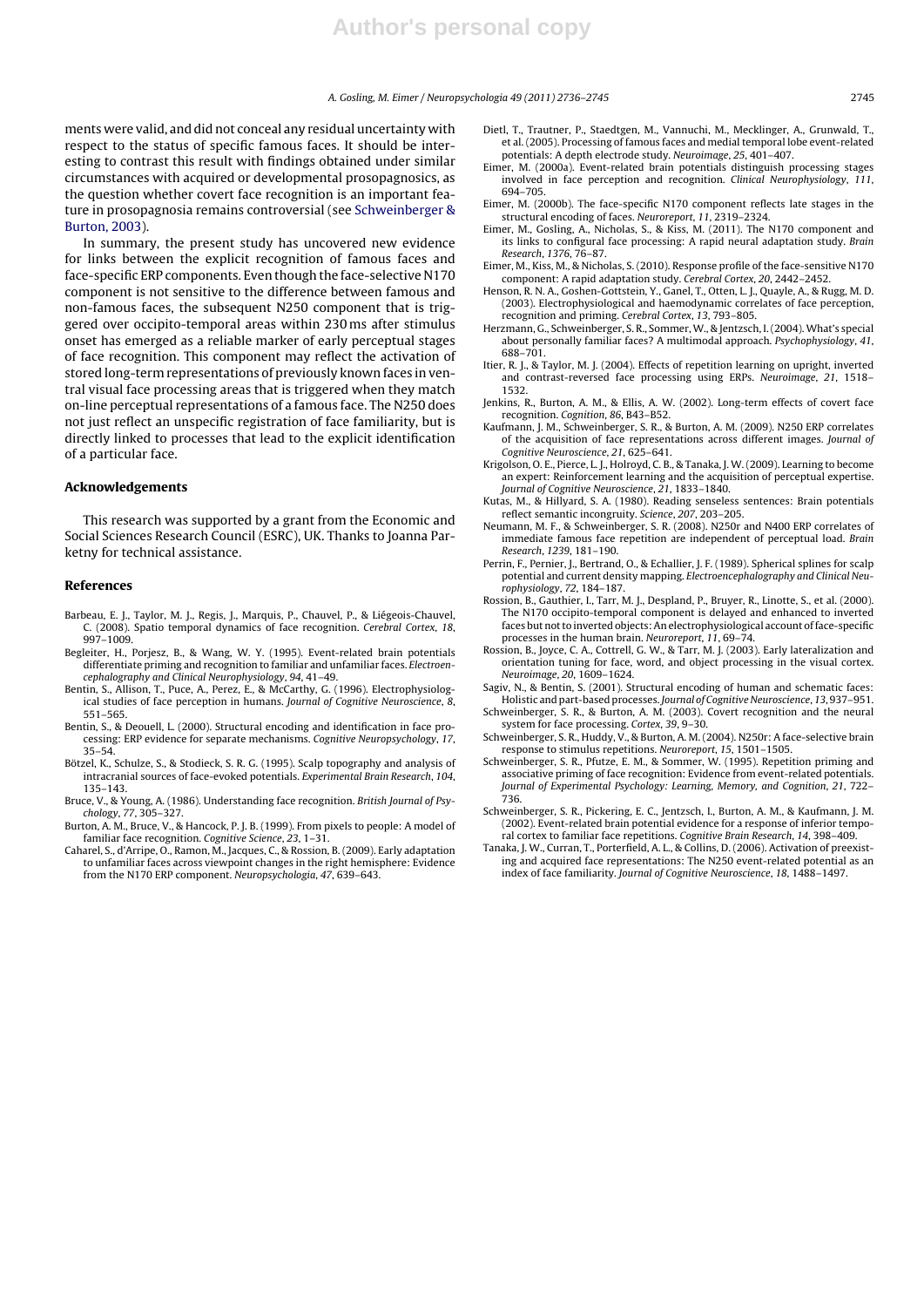ments were valid, and did not conceal any residual uncertainty with respect to the status of specific famous faces. It should be interesting to contrast this result with findings obtained under similar circumstances with acquired or developmental prosopagnosics, as the question whether covert face recognition is an important feature in prosopagnosia remains controversial (see Schweinberger & Burton, 2003).

In summary, the present study has uncovered new evidence for links between the explicit recognition of famous faces and face-specific ERP components. Even though the face-selective N170 component is not sensitive to the difference between famous and non-famous faces, the subsequent N250 component that is triggered over occipito-temporal areas within 230 ms after stimulus onset has emerged as a reliable marker of early perceptual stages of face recognition. This component may reflect the activation of stored long-term representations of previously known faces in ventral visual face processing areas that is triggered when they match on-line perceptual representations of a famous face. The N250 does not just reflect an unspecific registration of face familiarity, but is directly linked to processes that lead to the explicit identification of a particular face.

## Acknowledgements

This research was supported by a grant from the Economic and Social Sciences Research Council (ESRC), UK. Thanks to Joanna Parketny for technical assistance.

## References

Barbeau, E. J., Taylor, M. J., Regis, J., Marquis, P., Chauvel, P., & Liégeois-Chauvel, C. (2008). Spatio temporal dynamics of face recognition. *Cerebral Cortex*, *18*, 997–1009.

Begleiter, H., Porjesz, B., & Wang, W. Y. (1995). Event-related brain potentials differentiate priming and recognition to familiar and unfamiliar faces. *Electroencephalography and Clinical Neurophysiology*, *94*, 41–49.

Bentin, S., Allison, T., Puce, A., Perez, E., & McCarthy, G. (1996). Electrophysiological studies of face perception in humans. *Journal of Cognitive Neuroscience*, *8*, 551–565.

Bentin, S., & Deouell, L. (2000). Structural encoding and identification in face processing: ERP evidence for separate mechanisms. *Cognitive Neuropsychology*, *17*, 35–54.

Bötzel, K., Schulze, S., & Stodieck, S. R. G. (1995). Scalp topography and analysis of intracranial sources of face-evoked potentials. *Experimental Brain Research*, *104*, 135–143.

Bruce, V., & Young, A. (1986). Understanding face recognition. *British Journal of Psychology*, *77*, 305–327.

Burton, A. M., Bruce, V., & Hancock, P. J. B. (1999). From pixels to people: A model of familiar face recognition. *Cognitive Science*, *23*, 1–31.

Caharel, S., d'Arripe, O., Ramon, M., Jacques, C., & Rossion, B. (2009). Early adaptation to unfamiliar faces across viewpoint changes in the right hemisphere: Evidence from the N170 ERP component. *Neuropsychologia*, *47*, 639–643.

Dietl, T., Trautner, P., Staedtgen, M., Vannuchi, M., Mecklinger, A., Grunwald, T., et al. (2005). Processing of famous faces and medial temporal lobe event-related potentials: A depth electrode study. *Neuroimage*, *25*, 401–407.

Eimer, M. (2000a). Event-related brain potentials distinguish processing stages involved in face perception and recognition. *Clinical Neurophysiology*, *111*, 694–705.

Eimer, M. (2000b). The face-specific N170 component reflects late stages in the structural encoding of faces. *Neuroreport*, *11*, 2319–2324.

Eimer, M., Gosling, A., Nicholas, S., & Kiss, M. (2011). The N170 component and its links to configural face processing: A rapid neural adaptation study. *Brain Research*, *1376*, 76–87.

Eimer, M., Kiss, M., & Nicholas, S. (2010). Response profile of the face-sensitive N170 component: A rapid adaptation study. *Cerebral Cortex*, *20*, 2442–2452.

Henson, R. N. A., Goshen-Gottstein, Y., Ganel, T., Otten, L. J., Quayle, A., & Rugg, M. D. (2003). Electrophysiological and haemodynamic correlates of face perception, recognition and priming. *Cerebral Cortex*, *13*, 793–805.

Herzmann, G., Schweinberger, S. R., Sommer, W., & Jentzsch, I. (2004). What's special about personally familiar faces? A multimodal approach. *Psychophysiology*, *41*, 688–701.

Itier, R. J., & Taylor, M. J. (2004). Effects of repetition learning on upright, inverted and contrast-reversed face processing using ERPs. *Neuroimage*, *21*, 1518–1532.

Jenkins, R., Burton, A. M., & Ellis, A. W. (2002). Long-term effects of covert face recognition. *Cognition*, *86*, B43–B52.

Kaufmann, J. M., Schweinberger, S. R., & Burton, A. M. (2009). N250 ERP correlates of the acquisition of face representations across different images. *Journal of Cognitive Neuroscience*, *21*, 625–641.

Krigolson, O. E., Pierce, L. J., Holroyd, C. B., & Tanaka, J. W. (2009). Learning to become an expert: Reinforcement learning and the acquisition of perceptual expertise. *Journal of Cognitive Neuroscience*, *21*, 1833–1840.

Kutas, M., & Hillyard, S. A. (1980). Reading senseless sentences: Brain potentials reflect semantic incongruity. *Science*, *207*, 203–205.

Neumann, M. F., & Schweinberger, S. R. (2008). N250r and N400 ERP correlates of immediate famous face repetition are independent of perceptual load. *Brain Research*, *1239*, 181–190.

Perrin, F., Pernier, J., Bertrand, O., & Echallier, J. F. (1989). Spherical splines for scalp potential and current density mapping. *Electroencephalography and Clinical Neurophysiology*, *72*, 184–187.

Rossion, B., Gauthier, I., Tarr, M. J., Despland, P., Bruyer, R., Linotte, S., et al. (2000). The N170 occipito-temporal component is delayed and enhanced to inverted faces but not to inverted objects: An electrophysiological account of face-specific processes in the human brain. *Neuroreport*, *11*, 69–74.

Rossion, B., Joyce, C. A., Cottrell, G. W., & Tarr, M. J. (2003). Early lateralization and orientation tuning for face, word, and object processing in the visual cortex. *Neuroimage*, *20*, 1609–1624.

Sagiv, N., & Bentin, S. (2001). Structural encoding of human and schematic faces: Holistic and part-based processes. *Journal of Cognitive Neuroscience*, *13*, 937–951.

Schweinberger, S. R., & Burton, A. M. (2003). Covert recognition and the neural system for face processing. *Cortex*, *39*, 9–30.

Schweinberger, S. R., Huddy, V., & Burton, A. M. (2004). N250r: A face-selective brain response to stimulus repetitions. *Neuroreport*, *15*, 1501–1505.

Schweinberger, S. R., Pfutze, E. M., & Sommer, W. (1995). Repetition priming and associative priming of face recognition: Evidence from event-related potentials. *Journal of Experimental Psychology: Learning, Memory, and Cognition*, *21*, 722–736.

Schweinberger, S. R., Pickering, E. C., Jentzsch, I., Burton, A. M., & Kaufmann, J. M. (2002). Event-related brain potential evidence for a response of inferior temporal cortex to familiar face repetitions. *Cognitive Brain Research*, *14*, 398–409.

Tanaka, J. W., Curran, T., Porterfield, A. L., & Collins, D. (2006). Activation of preexisting and acquired face representations: The N250 event-related potential as an index of face familiarity. *Journal of Cognitive Neuroscience*, *18*, 1488–1497.